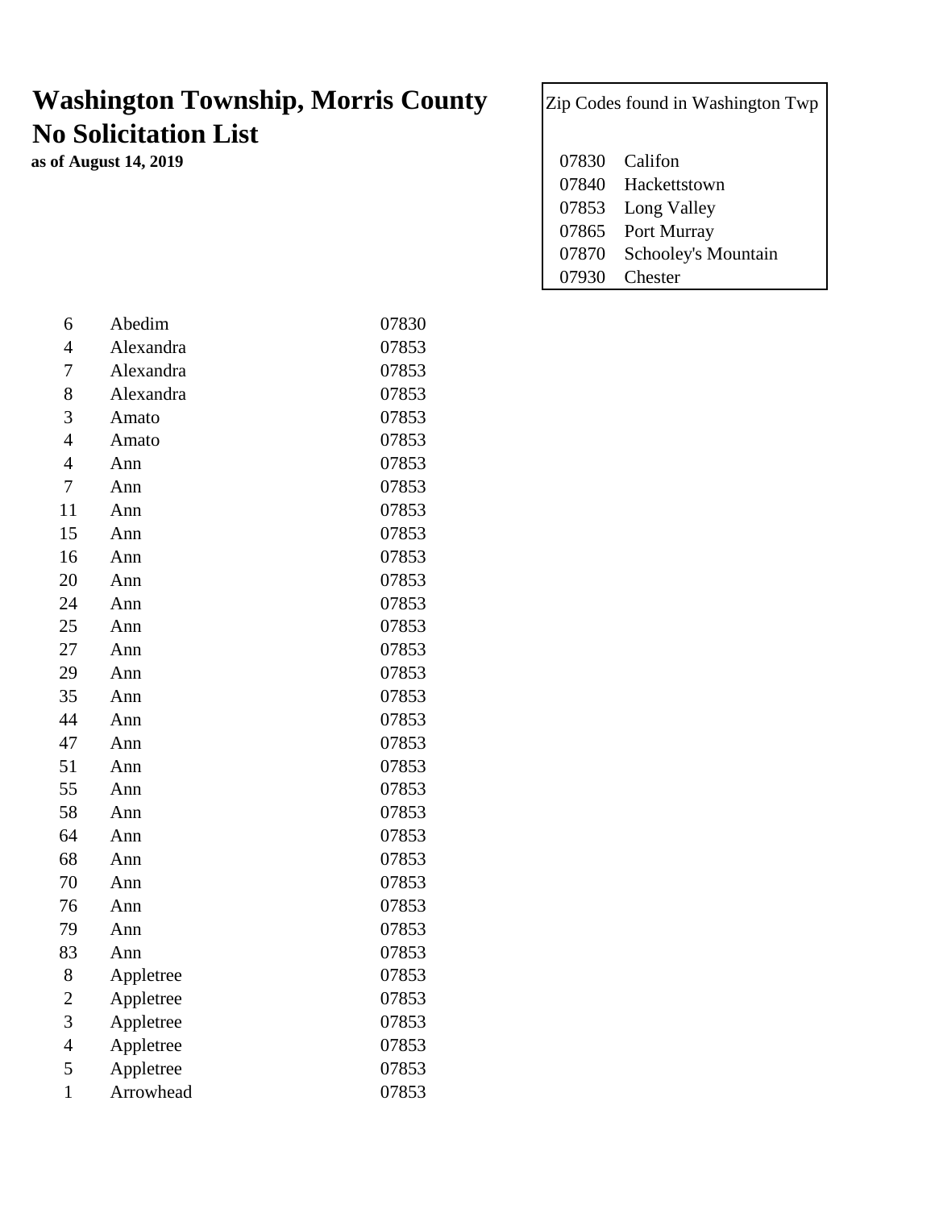# Washington Township, Morris County
# No Solicitation List

**as of August 14, 2019**

| Zip Codes found in Washington Twp | |
|---|---|
| 07830 | Califon |
| 07840 | Hackettstown |
| 07853 | Long Valley |
| 07865 | Port Murray |
| 07870 | Schooley's Mountain |
| 07930 | Chester |

| | | |
|---|---|---|
| 6 | Abedim | 07830 |
| 4 | Alexandra | 07853 |
| 7 | Alexandra | 07853 |
| 8 | Alexandra | 07853 |
| 3 | Amato | 07853 |
| 4 | Amato | 07853 |
| 4 | Ann | 07853 |
| 7 | Ann | 07853 |
| 11 | Ann | 07853 |
| 15 | Ann | 07853 |
| 16 | Ann | 07853 |
| 20 | Ann | 07853 |
| 24 | Ann | 07853 |
| 25 | Ann | 07853 |
| 27 | Ann | 07853 |
| 29 | Ann | 07853 |
| 35 | Ann | 07853 |
| 44 | Ann | 07853 |
| 47 | Ann | 07853 |
| 51 | Ann | 07853 |
| 55 | Ann | 07853 |
| 58 | Ann | 07853 |
| 64 | Ann | 07853 |
| 68 | Ann | 07853 |
| 70 | Ann | 07853 |
| 76 | Ann | 07853 |
| 79 | Ann | 07853 |
| 83 | Ann | 07853 |
| 8 | Appletree | 07853 |
| 2 | Appletree | 07853 |
| 3 | Appletree | 07853 |
| 4 | Appletree | 07853 |
| 5 | Appletree | 07853 |
| 1 | Arrowhead | 07853 |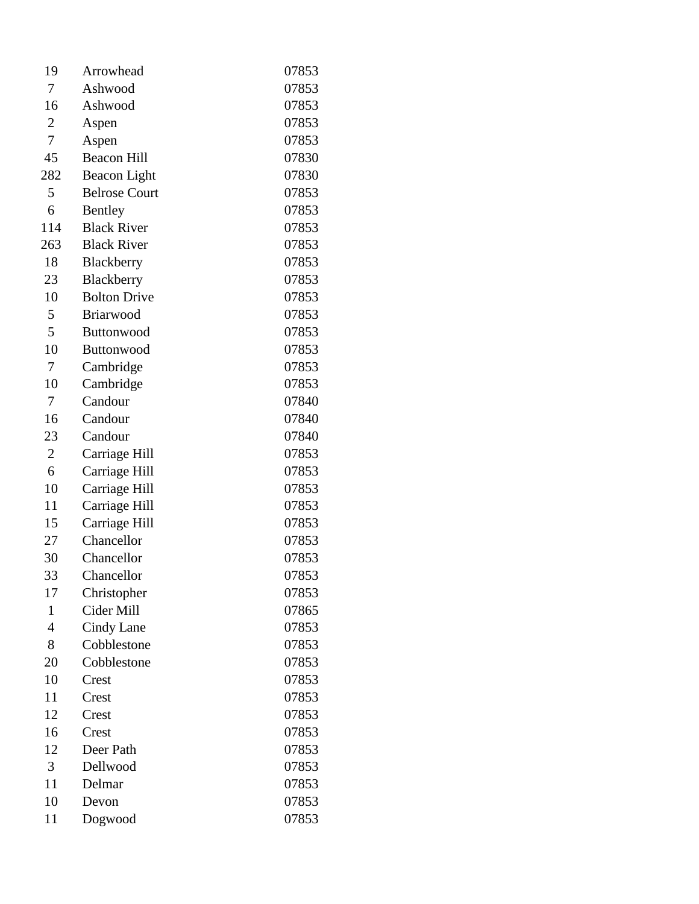| | | |
|---|---|---|
| 19 | Arrowhead | 07853 |
| 7 | Ashwood | 07853 |
| 16 | Ashwood | 07853 |
| 2 | Aspen | 07853 |
| 7 | Aspen | 07853 |
| 45 | Beacon Hill | 07830 |
| 282 | Beacon Light | 07830 |
| 5 | Belrose Court | 07853 |
| 6 | Bentley | 07853 |
| 114 | Black River | 07853 |
| 263 | Black River | 07853 |
| 18 | Blackberry | 07853 |
| 23 | Blackberry | 07853 |
| 10 | Bolton Drive | 07853 |
| 5 | Briarwood | 07853 |
| 5 | Buttonwood | 07853 |
| 10 | Buttonwood | 07853 |
| 7 | Cambridge | 07853 |
| 10 | Cambridge | 07853 |
| 7 | Candour | 07840 |
| 16 | Candour | 07840 |
| 23 | Candour | 07840 |
| 2 | Carriage Hill | 07853 |
| 6 | Carriage Hill | 07853 |
| 10 | Carriage Hill | 07853 |
| 11 | Carriage Hill | 07853 |
| 15 | Carriage Hill | 07853 |
| 27 | Chancellor | 07853 |
| 30 | Chancellor | 07853 |
| 33 | Chancellor | 07853 |
| 17 | Christopher | 07853 |
| 1 | Cider Mill | 07865 |
| 4 | Cindy Lane | 07853 |
| 8 | Cobblestone | 07853 |
| 20 | Cobblestone | 07853 |
| 10 | Crest | 07853 |
| 11 | Crest | 07853 |
| 12 | Crest | 07853 |
| 16 | Crest | 07853 |
| 12 | Deer Path | 07853 |
| 3 | Dellwood | 07853 |
| 11 | Delmar | 07853 |
| 10 | Devon | 07853 |
| 11 | Dogwood | 07853 |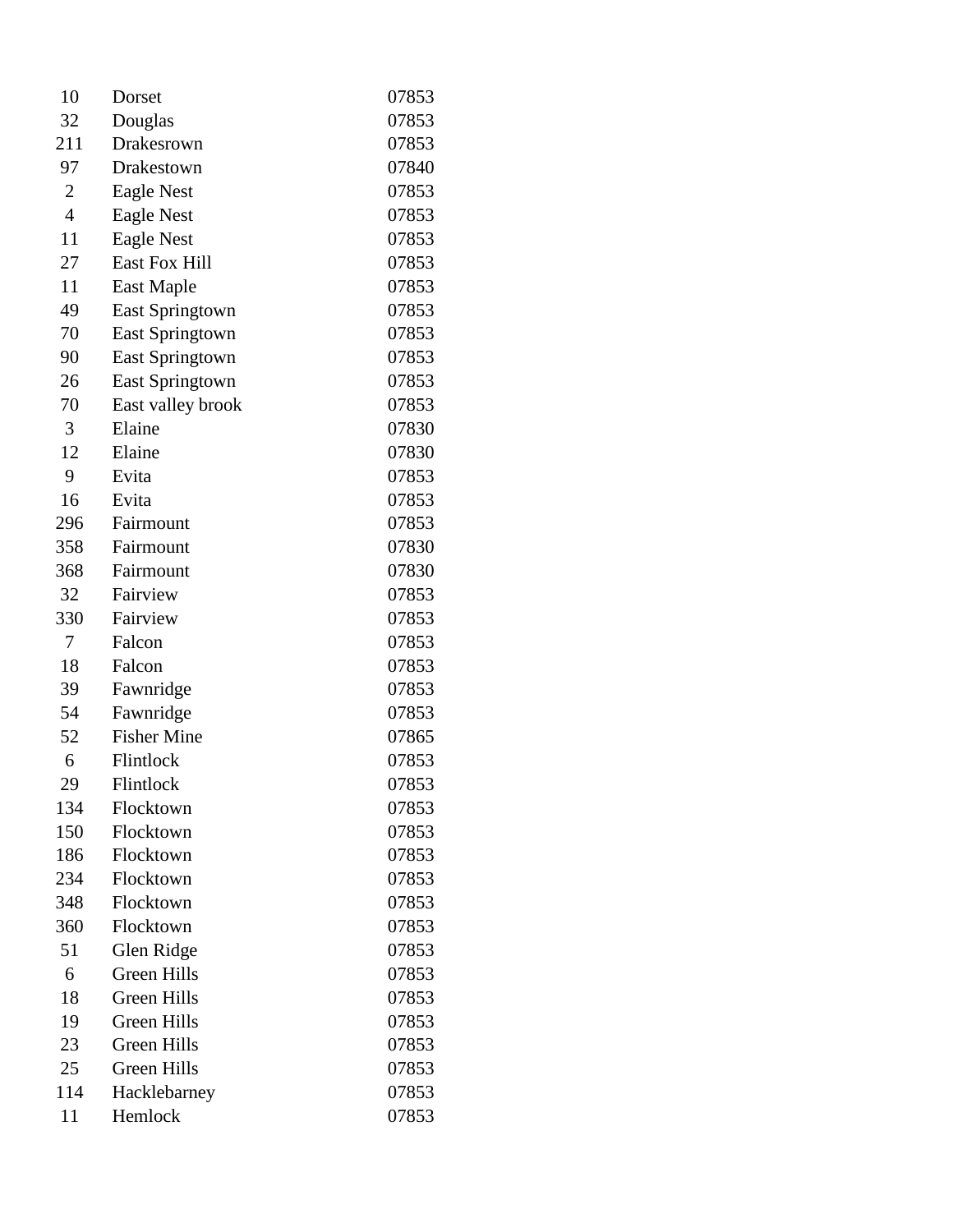| | | |
|---|---|---|
| 10 | Dorset | 07853 |
| 32 | Douglas | 07853 |
| 211 | Drakesrown | 07853 |
| 97 | Drakestown | 07840 |
| 2 | Eagle Nest | 07853 |
| 4 | Eagle Nest | 07853 |
| 11 | Eagle Nest | 07853 |
| 27 | East Fox Hill | 07853 |
| 11 | East Maple | 07853 |
| 49 | East Springtown | 07853 |
| 70 | East Springtown | 07853 |
| 90 | East Springtown | 07853 |
| 26 | East Springtown | 07853 |
| 70 | East valley brook | 07853 |
| 3 | Elaine | 07830 |
| 12 | Elaine | 07830 |
| 9 | Evita | 07853 |
| 16 | Evita | 07853 |
| 296 | Fairmount | 07853 |
| 358 | Fairmount | 07830 |
| 368 | Fairmount | 07830 |
| 32 | Fairview | 07853 |
| 330 | Fairview | 07853 |
| 7 | Falcon | 07853 |
| 18 | Falcon | 07853 |
| 39 | Fawnridge | 07853 |
| 54 | Fawnridge | 07853 |
| 52 | Fisher Mine | 07865 |
| 6 | Flintlock | 07853 |
| 29 | Flintlock | 07853 |
| 134 | Flocktown | 07853 |
| 150 | Flocktown | 07853 |
| 186 | Flocktown | 07853 |
| 234 | Flocktown | 07853 |
| 348 | Flocktown | 07853 |
| 360 | Flocktown | 07853 |
| 51 | Glen Ridge | 07853 |
| 6 | Green Hills | 07853 |
| 18 | Green Hills | 07853 |
| 19 | Green Hills | 07853 |
| 23 | Green Hills | 07853 |
| 25 | Green Hills | 07853 |
| 114 | Hacklebarney | 07853 |
| 11 | Hemlock | 07853 |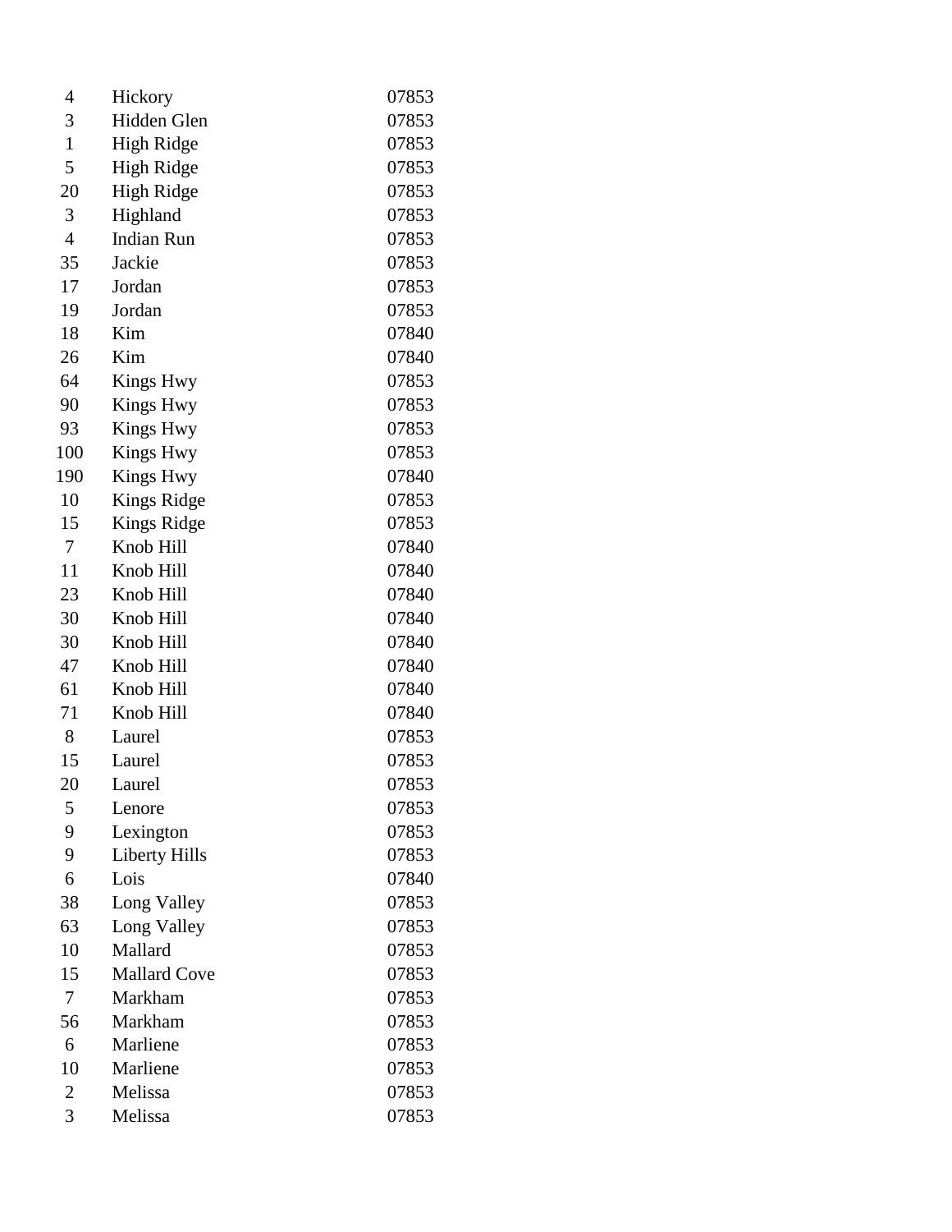| | | |
|---|---|---|
| 4 | Hickory | 07853 |
| 3 | Hidden Glen | 07853 |
| 1 | High Ridge | 07853 |
| 5 | High Ridge | 07853 |
| 20 | High Ridge | 07853 |
| 3 | Highland | 07853 |
| 4 | Indian Run | 07853 |
| 35 | Jackie | 07853 |
| 17 | Jordan | 07853 |
| 19 | Jordan | 07853 |
| 18 | Kim | 07840 |
| 26 | Kim | 07840 |
| 64 | Kings Hwy | 07853 |
| 90 | Kings Hwy | 07853 |
| 93 | Kings Hwy | 07853 |
| 100 | Kings Hwy | 07853 |
| 190 | Kings Hwy | 07840 |
| 10 | Kings Ridge | 07853 |
| 15 | Kings Ridge | 07853 |
| 7 | Knob Hill | 07840 |
| 11 | Knob Hill | 07840 |
| 23 | Knob Hill | 07840 |
| 30 | Knob Hill | 07840 |
| 30 | Knob Hill | 07840 |
| 47 | Knob Hill | 07840 |
| 61 | Knob Hill | 07840 |
| 71 | Knob Hill | 07840 |
| 8 | Laurel | 07853 |
| 15 | Laurel | 07853 |
| 20 | Laurel | 07853 |
| 5 | Lenore | 07853 |
| 9 | Lexington | 07853 |
| 9 | Liberty Hills | 07853 |
| 6 | Lois | 07840 |
| 38 | Long Valley | 07853 |
| 63 | Long Valley | 07853 |
| 10 | Mallard | 07853 |
| 15 | Mallard Cove | 07853 |
| 7 | Markham | 07853 |
| 56 | Markham | 07853 |
| 6 | Marliene | 07853 |
| 10 | Marliene | 07853 |
| 2 | Melissa | 07853 |
| 3 | Melissa | 07853 |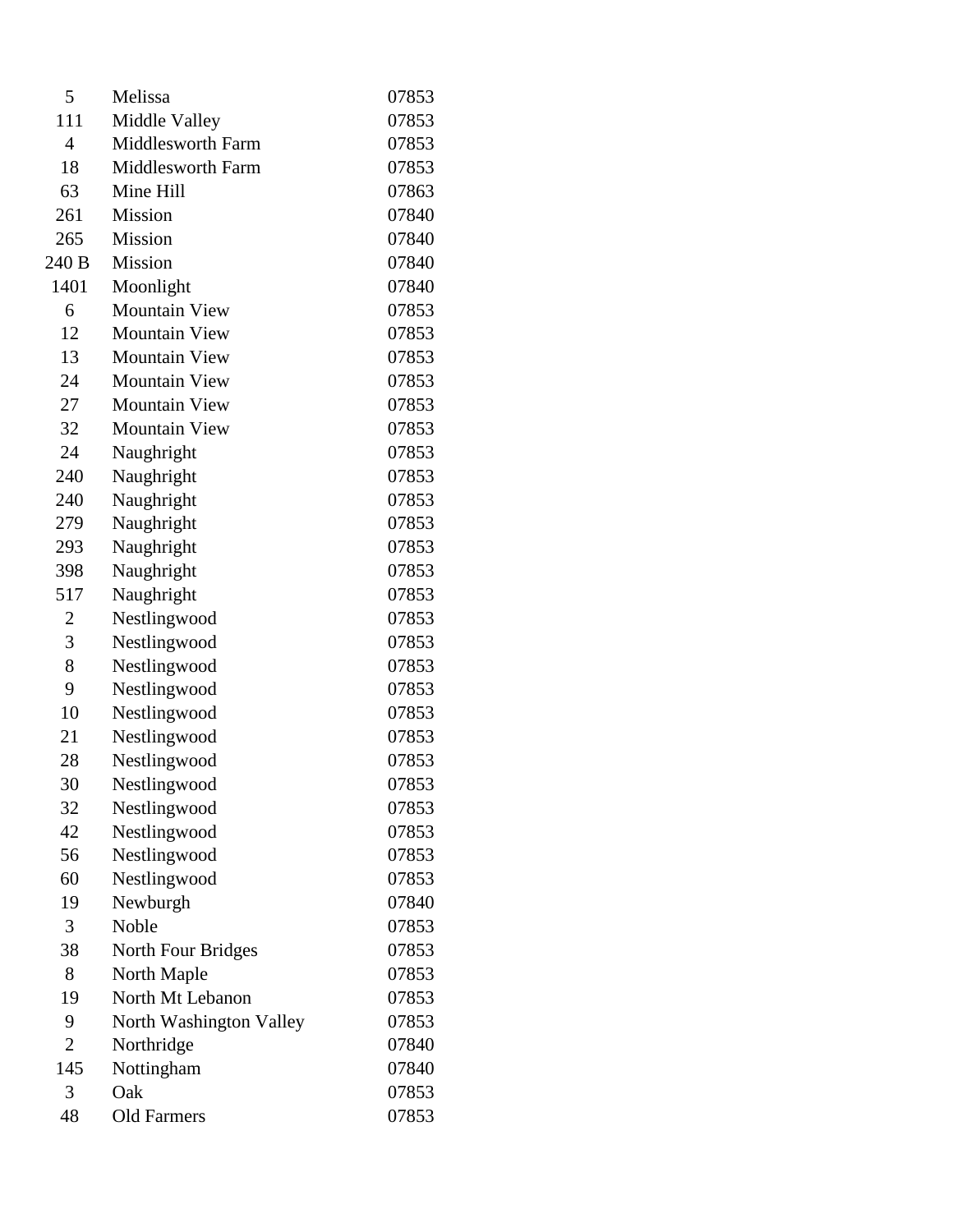| | | |
|---|---|---|
| 5 | Melissa | 07853 |
| 111 | Middle Valley | 07853 |
| 4 | Middlesworth Farm | 07853 |
| 18 | Middlesworth Farm | 07853 |
| 63 | Mine Hill | 07863 |
| 261 | Mission | 07840 |
| 265 | Mission | 07840 |
| 240 B | Mission | 07840 |
| 1401 | Moonlight | 07840 |
| 6 | Mountain View | 07853 |
| 12 | Mountain View | 07853 |
| 13 | Mountain View | 07853 |
| 24 | Mountain View | 07853 |
| 27 | Mountain View | 07853 |
| 32 | Mountain View | 07853 |
| 24 | Naughright | 07853 |
| 240 | Naughright | 07853 |
| 240 | Naughright | 07853 |
| 279 | Naughright | 07853 |
| 293 | Naughright | 07853 |
| 398 | Naughright | 07853 |
| 517 | Naughright | 07853 |
| 2 | Nestlingwood | 07853 |
| 3 | Nestlingwood | 07853 |
| 8 | Nestlingwood | 07853 |
| 9 | Nestlingwood | 07853 |
| 10 | Nestlingwood | 07853 |
| 21 | Nestlingwood | 07853 |
| 28 | Nestlingwood | 07853 |
| 30 | Nestlingwood | 07853 |
| 32 | Nestlingwood | 07853 |
| 42 | Nestlingwood | 07853 |
| 56 | Nestlingwood | 07853 |
| 60 | Nestlingwood | 07853 |
| 19 | Newburgh | 07840 |
| 3 | Noble | 07853 |
| 38 | North Four Bridges | 07853 |
| 8 | North Maple | 07853 |
| 19 | North Mt Lebanon | 07853 |
| 9 | North Washington Valley | 07853 |
| 2 | Northridge | 07840 |
| 145 | Nottingham | 07840 |
| 3 | Oak | 07853 |
| 48 | Old Farmers | 07853 |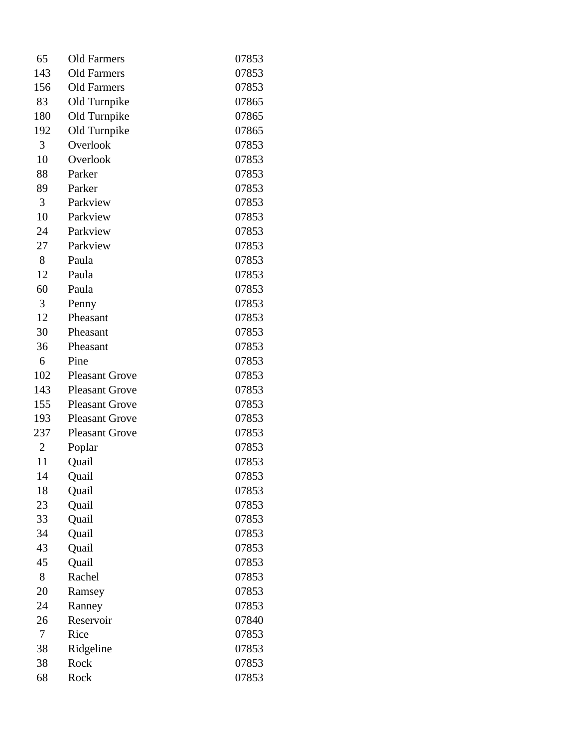| | | |
|---|---|---|
| 65 | Old Farmers | 07853 |
| 143 | Old Farmers | 07853 |
| 156 | Old Farmers | 07853 |
| 83 | Old Turnpike | 07865 |
| 180 | Old Turnpike | 07865 |
| 192 | Old Turnpike | 07865 |
| 3 | Overlook | 07853 |
| 10 | Overlook | 07853 |
| 88 | Parker | 07853 |
| 89 | Parker | 07853 |
| 3 | Parkview | 07853 |
| 10 | Parkview | 07853 |
| 24 | Parkview | 07853 |
| 27 | Parkview | 07853 |
| 8 | Paula | 07853 |
| 12 | Paula | 07853 |
| 60 | Paula | 07853 |
| 3 | Penny | 07853 |
| 12 | Pheasant | 07853 |
| 30 | Pheasant | 07853 |
| 36 | Pheasant | 07853 |
| 6 | Pine | 07853 |
| 102 | Pleasant Grove | 07853 |
| 143 | Pleasant Grove | 07853 |
| 155 | Pleasant Grove | 07853 |
| 193 | Pleasant Grove | 07853 |
| 237 | Pleasant Grove | 07853 |
| 2 | Poplar | 07853 |
| 11 | Quail | 07853 |
| 14 | Quail | 07853 |
| 18 | Quail | 07853 |
| 23 | Quail | 07853 |
| 33 | Quail | 07853 |
| 34 | Quail | 07853 |
| 43 | Quail | 07853 |
| 45 | Quail | 07853 |
| 8 | Rachel | 07853 |
| 20 | Ramsey | 07853 |
| 24 | Ranney | 07853 |
| 26 | Reservoir | 07840 |
| 7 | Rice | 07853 |
| 38 | Ridgeline | 07853 |
| 38 | Rock | 07853 |
| 68 | Rock | 07853 |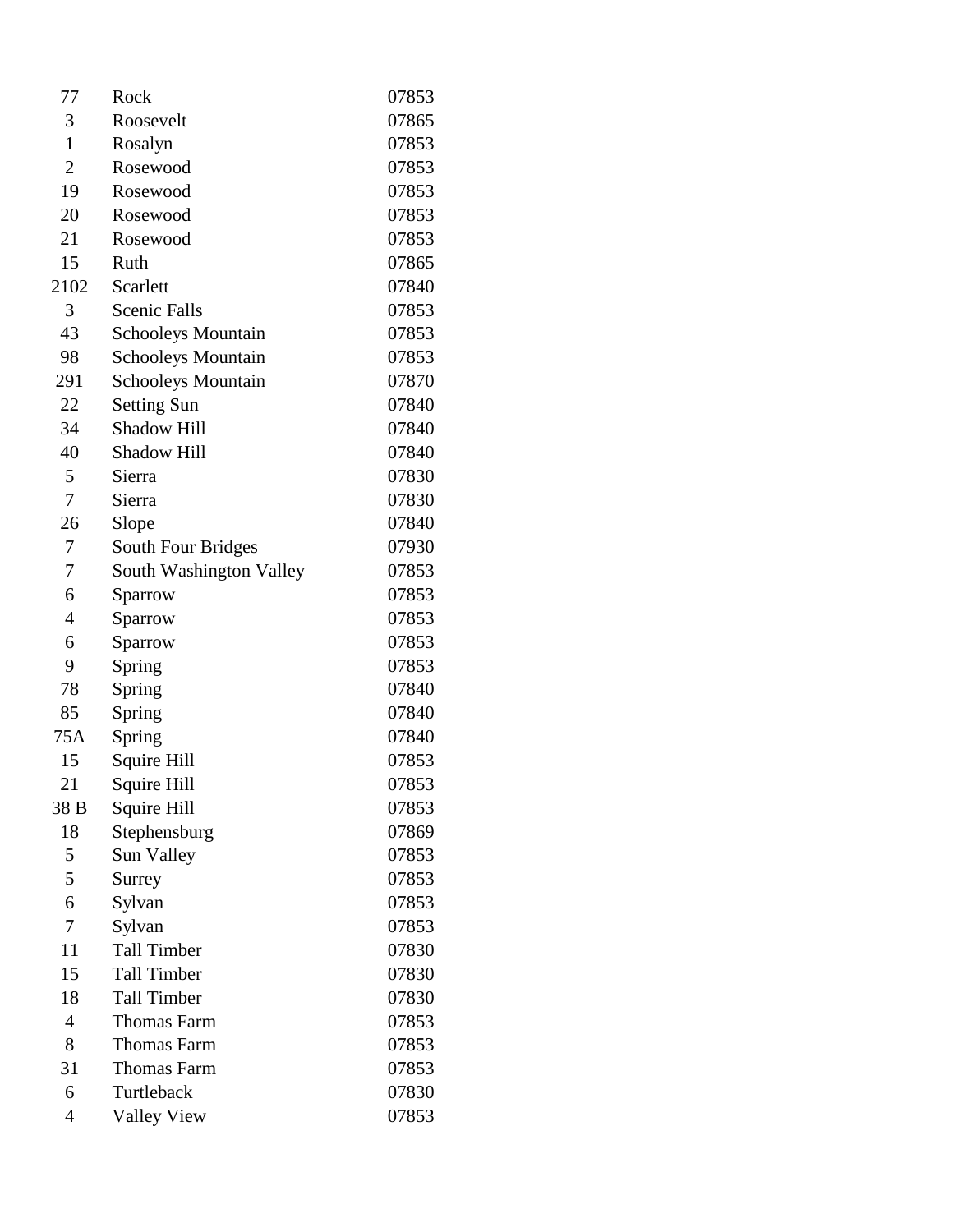| | | |
|---|---|---|
| 77 | Rock | 07853 |
| 3 | Roosevelt | 07865 |
| 1 | Rosalyn | 07853 |
| 2 | Rosewood | 07853 |
| 19 | Rosewood | 07853 |
| 20 | Rosewood | 07853 |
| 21 | Rosewood | 07853 |
| 15 | Ruth | 07865 |
| 2102 | Scarlett | 07840 |
| 3 | Scenic Falls | 07853 |
| 43 | Schooleys Mountain | 07853 |
| 98 | Schooleys Mountain | 07853 |
| 291 | Schooleys Mountain | 07870 |
| 22 | Setting Sun | 07840 |
| 34 | Shadow Hill | 07840 |
| 40 | Shadow Hill | 07840 |
| 5 | Sierra | 07830 |
| 7 | Sierra | 07830 |
| 26 | Slope | 07840 |
| 7 | South Four Bridges | 07930 |
| 7 | South Washington Valley | 07853 |
| 6 | Sparrow | 07853 |
| 4 | Sparrow | 07853 |
| 6 | Sparrow | 07853 |
| 9 | Spring | 07853 |
| 78 | Spring | 07840 |
| 85 | Spring | 07840 |
| 75A | Spring | 07840 |
| 15 | Squire Hill | 07853 |
| 21 | Squire Hill | 07853 |
| 38 B | Squire Hill | 07853 |
| 18 | Stephensburg | 07869 |
| 5 | Sun Valley | 07853 |
| 5 | Surrey | 07853 |
| 6 | Sylvan | 07853 |
| 7 | Sylvan | 07853 |
| 11 | Tall Timber | 07830 |
| 15 | Tall Timber | 07830 |
| 18 | Tall Timber | 07830 |
| 4 | Thomas Farm | 07853 |
| 8 | Thomas Farm | 07853 |
| 31 | Thomas Farm | 07853 |
| 6 | Turtleback | 07830 |
| 4 | Valley View | 07853 |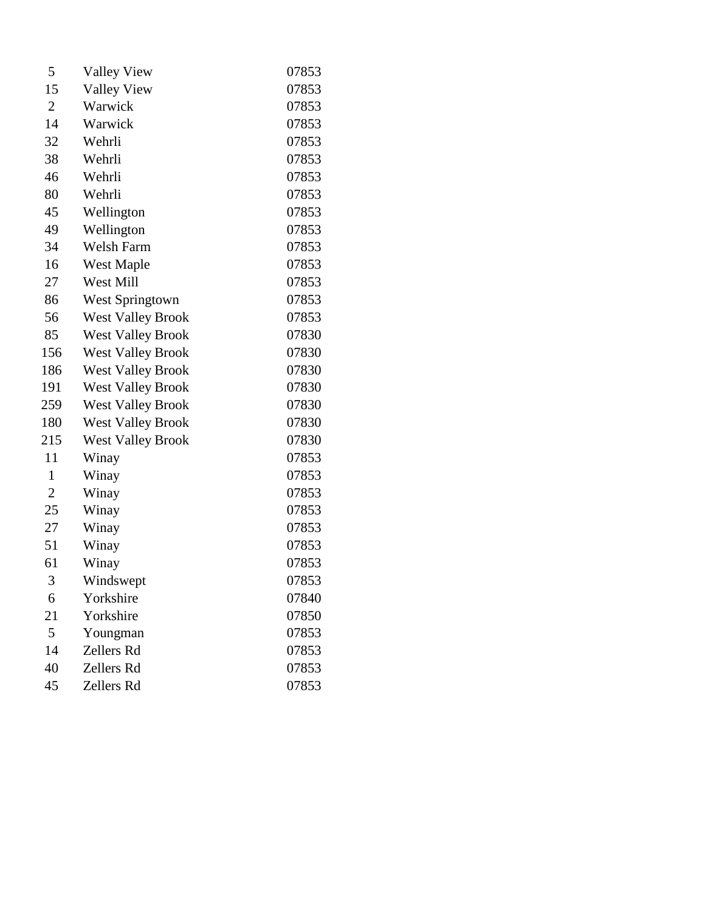| | | |
|---|---|---|
| 5 | Valley View | 07853 |
| 15 | Valley View | 07853 |
| 2 | Warwick | 07853 |
| 14 | Warwick | 07853 |
| 32 | Wehrli | 07853 |
| 38 | Wehrli | 07853 |
| 46 | Wehrli | 07853 |
| 80 | Wehrli | 07853 |
| 45 | Wellington | 07853 |
| 49 | Wellington | 07853 |
| 34 | Welsh Farm | 07853 |
| 16 | West Maple | 07853 |
| 27 | West Mill | 07853 |
| 86 | West Springtown | 07853 |
| 56 | West Valley Brook | 07853 |
| 85 | West Valley Brook | 07830 |
| 156 | West Valley Brook | 07830 |
| 186 | West Valley Brook | 07830 |
| 191 | West Valley Brook | 07830 |
| 259 | West Valley Brook | 07830 |
| 180 | West Valley Brook | 07830 |
| 215 | West Valley Brook | 07830 |
| 11 | Winay | 07853 |
| 1 | Winay | 07853 |
| 2 | Winay | 07853 |
| 25 | Winay | 07853 |
| 27 | Winay | 07853 |
| 51 | Winay | 07853 |
| 61 | Winay | 07853 |
| 3 | Windswept | 07853 |
| 6 | Yorkshire | 07840 |
| 21 | Yorkshire | 07850 |
| 5 | Youngman | 07853 |
| 14 | Zellers Rd | 07853 |
| 40 | Zellers Rd | 07853 |
| 45 | Zellers Rd | 07853 |